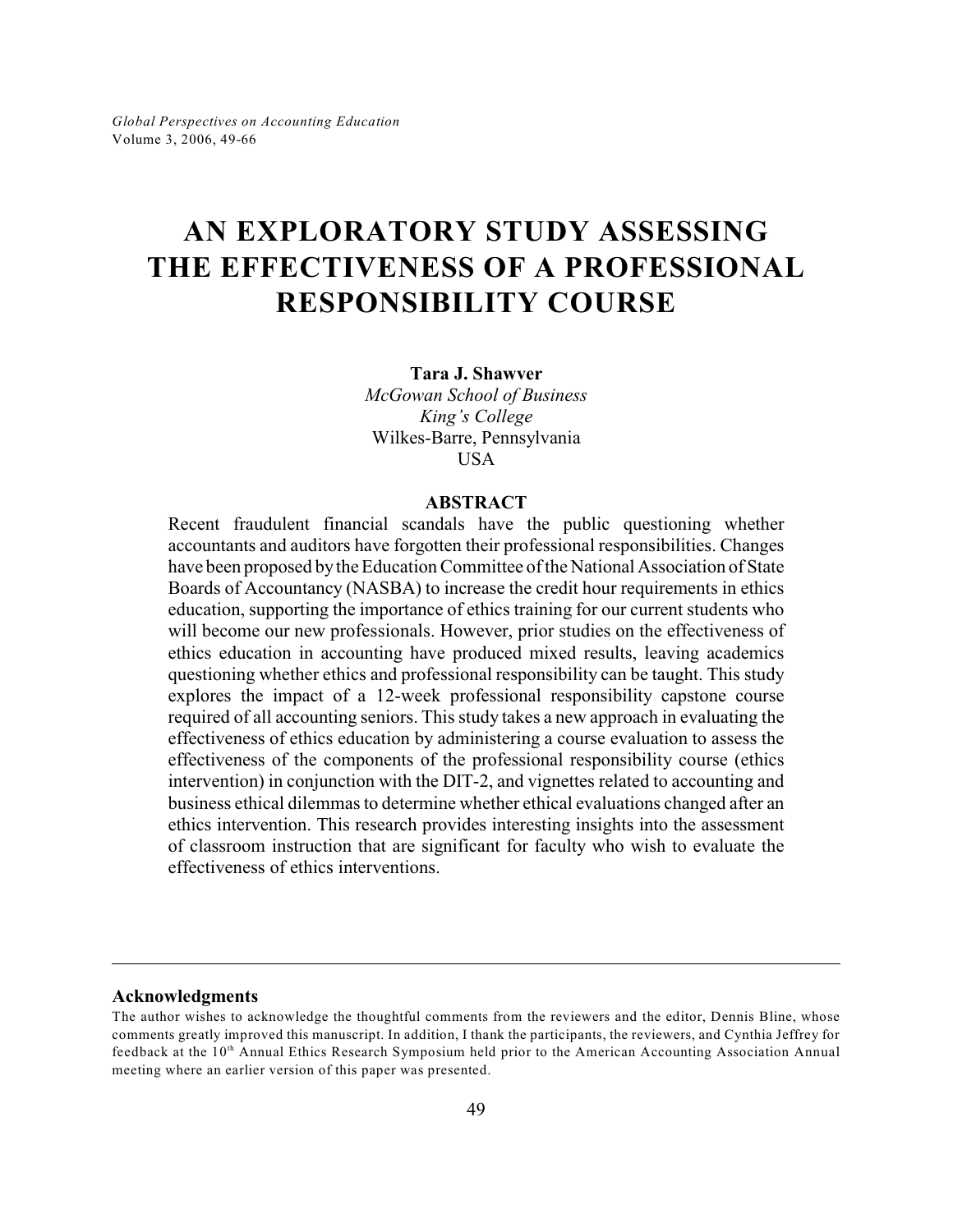# AN EXPLORATORY STUDY ASSESSING THE EFFECTIVENESS OF A PROFESSIONAL RESPONSIBILITY COURSE

**Tara J. Shawver**
*McGowan School of Business*
*King's College*
Wilkes-Barre, Pennsylvania
USA

## ABSTRACT

Recent fraudulent financial scandals have the public questioning whether accountants and auditors have forgotten their professional responsibilities. Changes have been proposed by the Education Committee of the National Association of State Boards of Accountancy (NASBA) to increase the credit hour requirements in ethics education, supporting the importance of ethics training for our current students who will become our new professionals. However, prior studies on the effectiveness of ethics education in accounting have produced mixed results, leaving academics questioning whether ethics and professional responsibility can be taught. This study explores the impact of a 12-week professional responsibility capstone course required of all accounting seniors. This study takes a new approach in evaluating the effectiveness of ethics education by administering a course evaluation to assess the effectiveness of the components of the professional responsibility course (ethics intervention) in conjunction with the DIT-2, and vignettes related to accounting and business ethical dilemmas to determine whether ethical evaluations changed after an ethics intervention. This research provides interesting insights into the assessment of classroom instruction that are significant for faculty who wish to evaluate the effectiveness of ethics interventions.

---

**Acknowledgments**

The author wishes to acknowledge the thoughtful comments from the reviewers and the editor, Dennis Bline, whose comments greatly improved this manuscript. In addition, I thank the participants, the reviewers, and Cynthia Jeffrey for feedback at the 10th Annual Ethics Research Symposium held prior to the American Accounting Association Annual meeting where an earlier version of this paper was presented.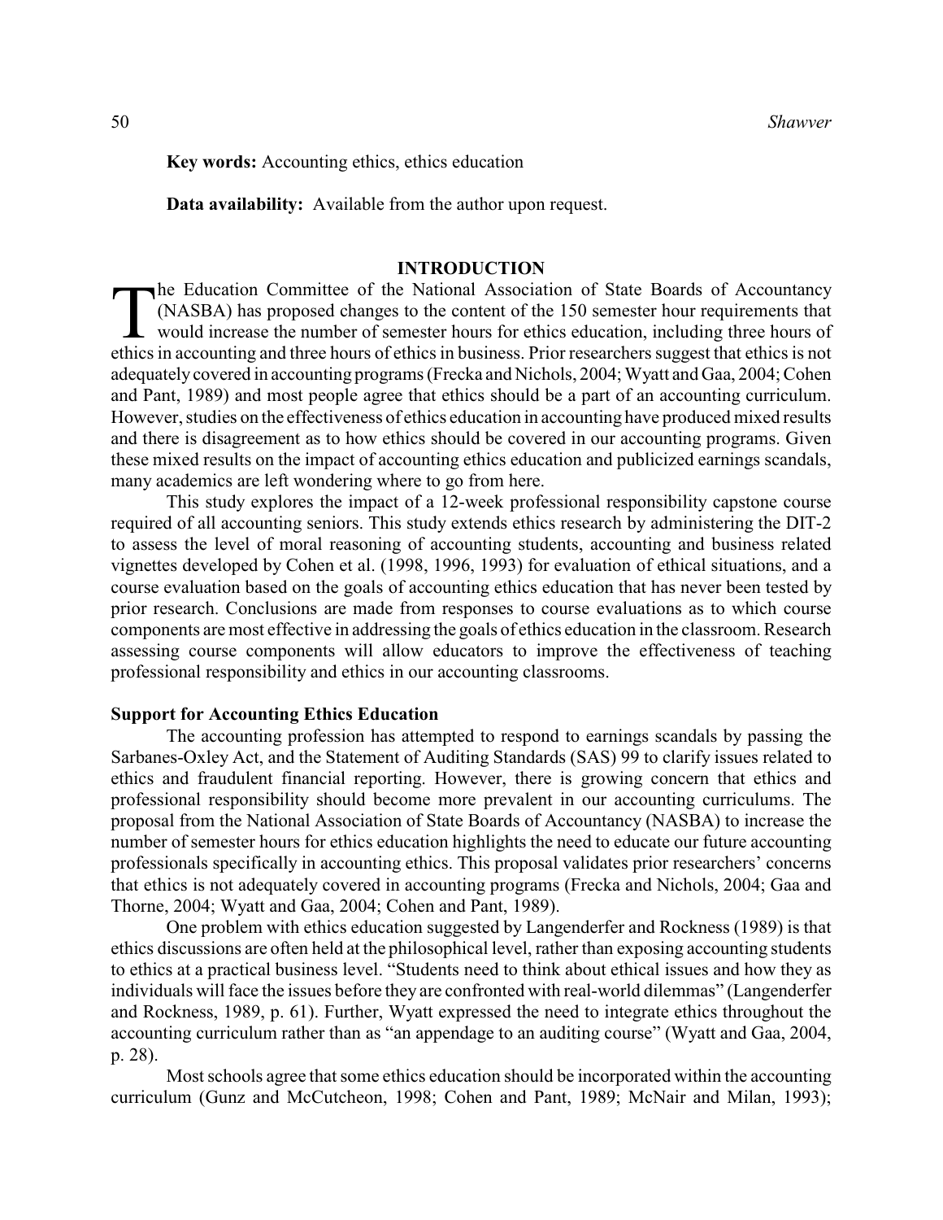**Key words:** Accounting ethics, ethics education

**Data availability:** Available from the author upon request.

## INTRODUCTION

The Education Committee of the National Association of State Boards of Accountancy (NASBA) has proposed changes to the content of the 150 semester hour requirements that would increase the number of semester hours for ethics education, including three hours of ethics in accounting and three hours of ethics in business. Prior researchers suggest that ethics is not adequately covered in accounting programs (Frecka and Nichols, 2004; Wyatt and Gaa, 2004; Cohen and Pant, 1989) and most people agree that ethics should be a part of an accounting curriculum. However, studies on the effectiveness of ethics education in accounting have produced mixed results and there is disagreement as to how ethics should be covered in our accounting programs. Given these mixed results on the impact of accounting ethics education and publicized earnings scandals, many academics are left wondering where to go from here.

This study explores the impact of a 12-week professional responsibility capstone course required of all accounting seniors. This study extends ethics research by administering the DIT-2 to assess the level of moral reasoning of accounting students, accounting and business related vignettes developed by Cohen et al. (1998, 1996, 1993) for evaluation of ethical situations, and a course evaluation based on the goals of accounting ethics education that has never been tested by prior research. Conclusions are made from responses to course evaluations as to which course components are most effective in addressing the goals of ethics education in the classroom. Research assessing course components will allow educators to improve the effectiveness of teaching professional responsibility and ethics in our accounting classrooms.

### Support for Accounting Ethics Education

The accounting profession has attempted to respond to earnings scandals by passing the Sarbanes-Oxley Act, and the Statement of Auditing Standards (SAS) 99 to clarify issues related to ethics and fraudulent financial reporting. However, there is growing concern that ethics and professional responsibility should become more prevalent in our accounting curriculums. The proposal from the National Association of State Boards of Accountancy (NASBA) to increase the number of semester hours for ethics education highlights the need to educate our future accounting professionals specifically in accounting ethics. This proposal validates prior researchers' concerns that ethics is not adequately covered in accounting programs (Frecka and Nichols, 2004; Gaa and Thorne, 2004; Wyatt and Gaa, 2004; Cohen and Pant, 1989).

One problem with ethics education suggested by Langenderfer and Rockness (1989) is that ethics discussions are often held at the philosophical level, rather than exposing accounting students to ethics at a practical business level. "Students need to think about ethical issues and how they as individuals will face the issues before they are confronted with real-world dilemmas" (Langenderfer and Rockness, 1989, p. 61). Further, Wyatt expressed the need to integrate ethics throughout the accounting curriculum rather than as "an appendage to an auditing course" (Wyatt and Gaa, 2004, p. 28).

Most schools agree that some ethics education should be incorporated within the accounting curriculum (Gunz and McCutcheon, 1998; Cohen and Pant, 1989; McNair and Milan, 1993);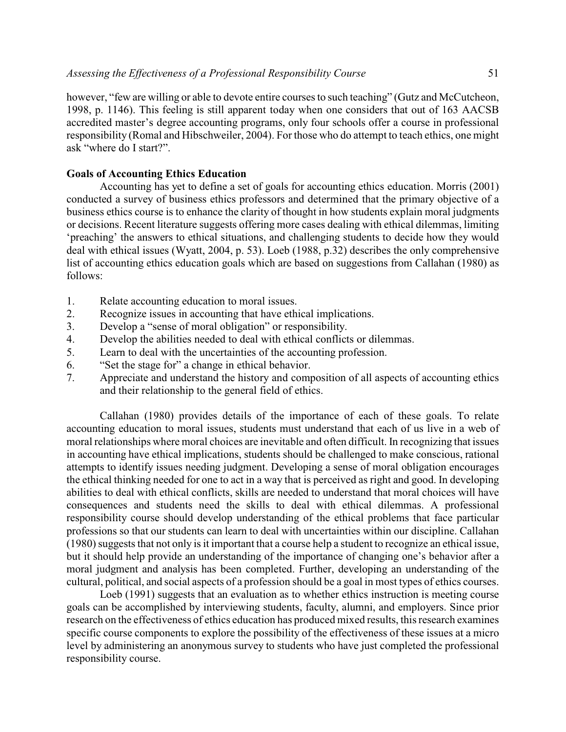however, "few are willing or able to devote entire courses to such teaching" (Gutz and McCutcheon, 1998, p. 1146). This feeling is still apparent today when one considers that out of 163 AACSB accredited master's degree accounting programs, only four schools offer a course in professional responsibility (Romal and Hibschweiler, 2004). For those who do attempt to teach ethics, one might ask "where do I start?".

**Goals of Accounting Ethics Education**

Accounting has yet to define a set of goals for accounting ethics education. Morris (2001) conducted a survey of business ethics professors and determined that the primary objective of a business ethics course is to enhance the clarity of thought in how students explain moral judgments or decisions. Recent literature suggests offering more cases dealing with ethical dilemmas, limiting 'preaching' the answers to ethical situations, and challenging students to decide how they would deal with ethical issues (Wyatt, 2004, p. 53). Loeb (1988, p.32) describes the only comprehensive list of accounting ethics education goals which are based on suggestions from Callahan (1980) as follows:

1. Relate accounting education to moral issues.
2. Recognize issues in accounting that have ethical implications.
3. Develop a "sense of moral obligation" or responsibility.
4. Develop the abilities needed to deal with ethical conflicts or dilemmas.
5. Learn to deal with the uncertainties of the accounting profession.
6. "Set the stage for" a change in ethical behavior.
7. Appreciate and understand the history and composition of all aspects of accounting ethics and their relationship to the general field of ethics.

Callahan (1980) provides details of the importance of each of these goals. To relate accounting education to moral issues, students must understand that each of us live in a web of moral relationships where moral choices are inevitable and often difficult. In recognizing that issues in accounting have ethical implications, students should be challenged to make conscious, rational attempts to identify issues needing judgment. Developing a sense of moral obligation encourages the ethical thinking needed for one to act in a way that is perceived as right and good. In developing abilities to deal with ethical conflicts, skills are needed to understand that moral choices will have consequences and students need the skills to deal with ethical dilemmas. A professional responsibility course should develop understanding of the ethical problems that face particular professions so that our students can learn to deal with uncertainties within our discipline. Callahan (1980) suggests that not only is it important that a course help a student to recognize an ethical issue, but it should help provide an understanding of the importance of changing one's behavior after a moral judgment and analysis has been completed. Further, developing an understanding of the cultural, political, and social aspects of a profession should be a goal in most types of ethics courses.

Loeb (1991) suggests that an evaluation as to whether ethics instruction is meeting course goals can be accomplished by interviewing students, faculty, alumni, and employers. Since prior research on the effectiveness of ethics education has produced mixed results, this research examines specific course components to explore the possibility of the effectiveness of these issues at a micro level by administering an anonymous survey to students who have just completed the professional responsibility course.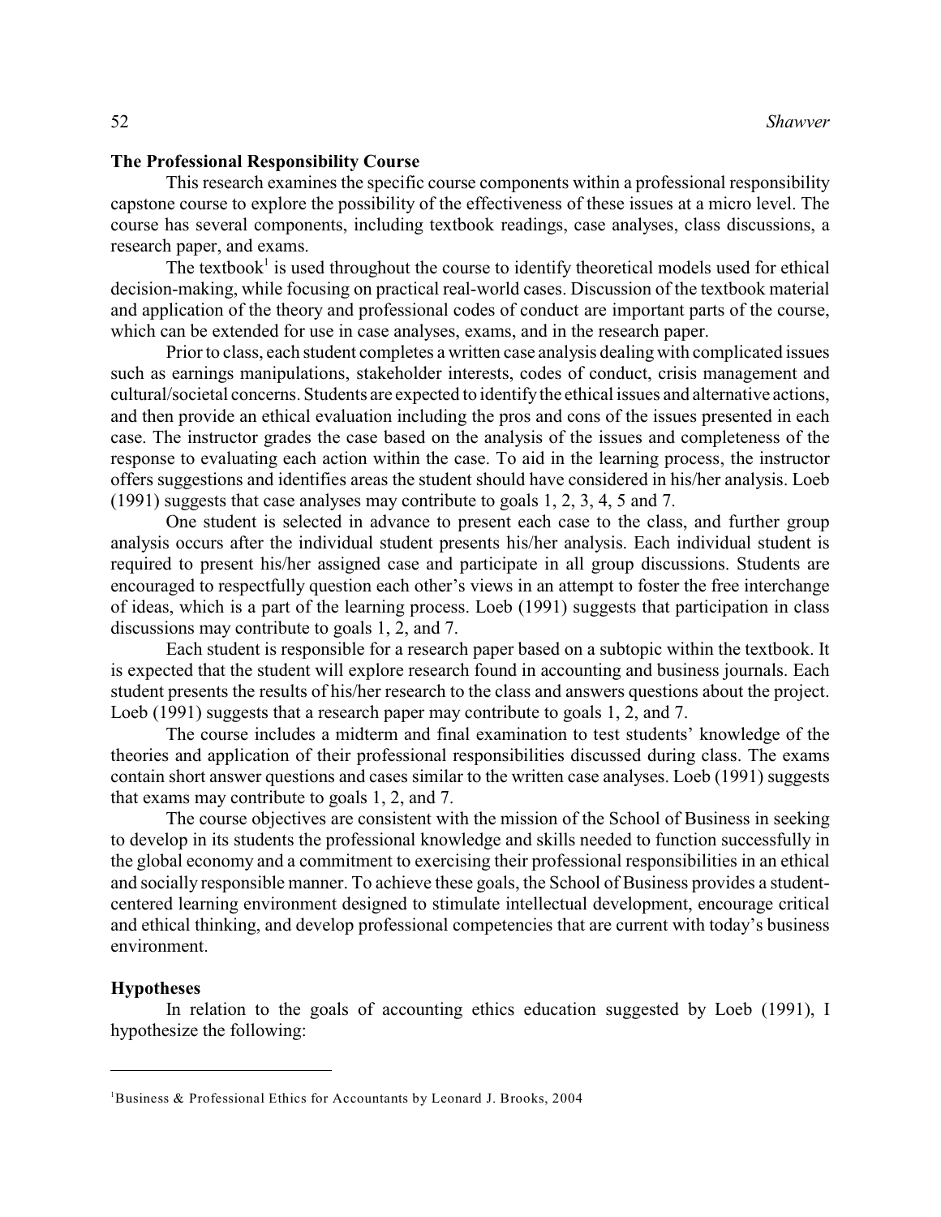## The Professional Responsibility Course

This research examines the specific course components within a professional responsibility capstone course to explore the possibility of the effectiveness of these issues at a micro level. The course has several components, including textbook readings, case analyses, class discussions, a research paper, and exams.

The textbook[1] is used throughout the course to identify theoretical models used for ethical decision-making, while focusing on practical real-world cases. Discussion of the textbook material and application of the theory and professional codes of conduct are important parts of the course, which can be extended for use in case analyses, exams, and in the research paper.

Prior to class, each student completes a written case analysis dealing with complicated issues such as earnings manipulations, stakeholder interests, codes of conduct, crisis management and cultural/societal concerns. Students are expected to identify the ethical issues and alternative actions, and then provide an ethical evaluation including the pros and cons of the issues presented in each case. The instructor grades the case based on the analysis of the issues and completeness of the response to evaluating each action within the case. To aid in the learning process, the instructor offers suggestions and identifies areas the student should have considered in his/her analysis. Loeb (1991) suggests that case analyses may contribute to goals 1, 2, 3, 4, 5 and 7.

One student is selected in advance to present each case to the class, and further group analysis occurs after the individual student presents his/her analysis. Each individual student is required to present his/her assigned case and participate in all group discussions. Students are encouraged to respectfully question each other's views in an attempt to foster the free interchange of ideas, which is a part of the learning process. Loeb (1991) suggests that participation in class discussions may contribute to goals 1, 2, and 7.

Each student is responsible for a research paper based on a subtopic within the textbook. It is expected that the student will explore research found in accounting and business journals. Each student presents the results of his/her research to the class and answers questions about the project. Loeb (1991) suggests that a research paper may contribute to goals 1, 2, and 7.

The course includes a midterm and final examination to test students' knowledge of the theories and application of their professional responsibilities discussed during class. The exams contain short answer questions and cases similar to the written case analyses. Loeb (1991) suggests that exams may contribute to goals 1, 2, and 7.

The course objectives are consistent with the mission of the School of Business in seeking to develop in its students the professional knowledge and skills needed to function successfully in the global economy and a commitment to exercising their professional responsibilities in an ethical and socially responsible manner. To achieve these goals, the School of Business provides a student-centered learning environment designed to stimulate intellectual development, encourage critical and ethical thinking, and develop professional competencies that are current with today's business environment.

## Hypotheses

In relation to the goals of accounting ethics education suggested by Loeb (1991), I hypothesize the following:

---

[1] Business & Professional Ethics for Accountants by Leonard J. Brooks, 2004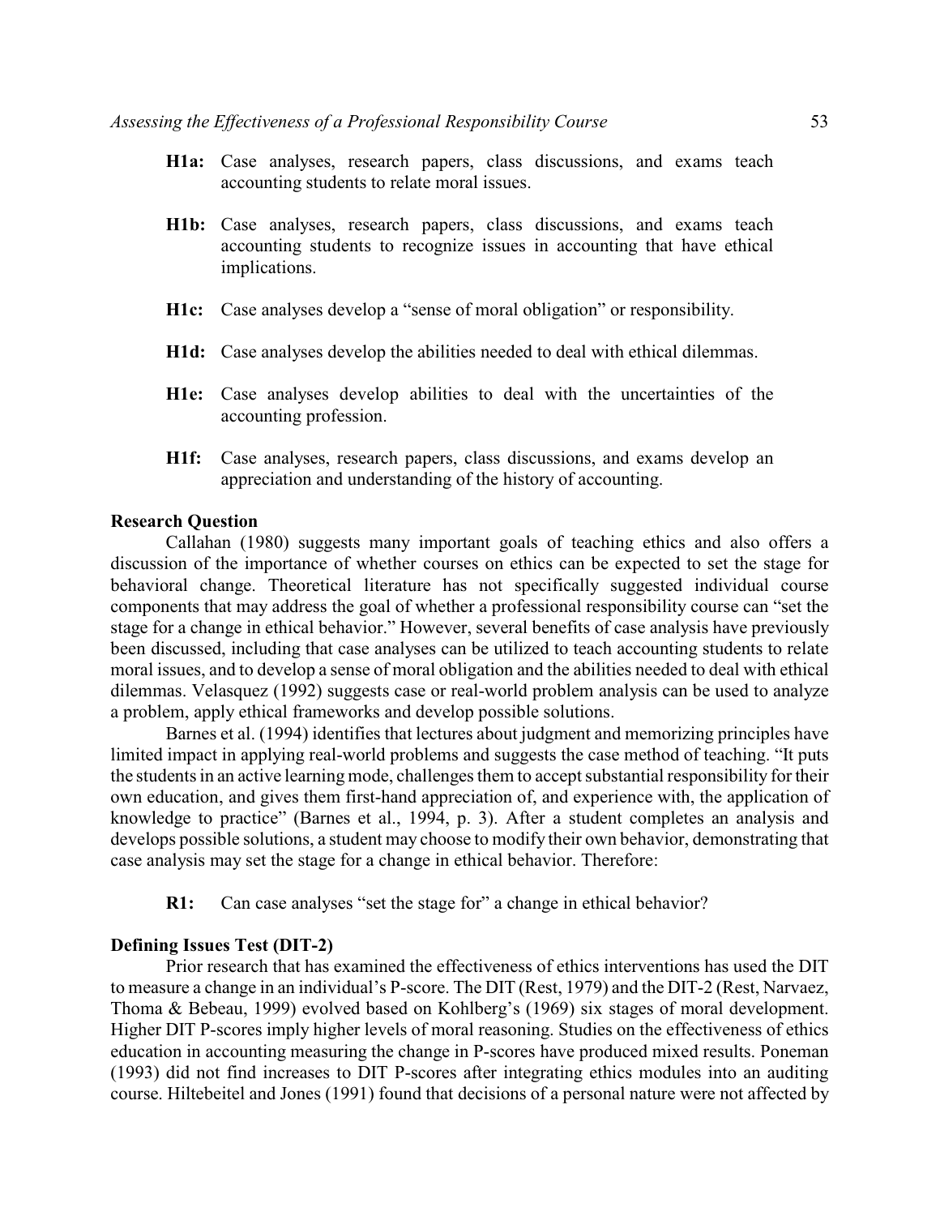**H1a:** Case analyses, research papers, class discussions, and exams teach accounting students to relate moral issues.

**H1b:** Case analyses, research papers, class discussions, and exams teach accounting students to recognize issues in accounting that have ethical implications.

**H1c:** Case analyses develop a "sense of moral obligation" or responsibility.

**H1d:** Case analyses develop the abilities needed to deal with ethical dilemmas.

**H1e:** Case analyses develop abilities to deal with the uncertainties of the accounting profession.

**H1f:** Case analyses, research papers, class discussions, and exams develop an appreciation and understanding of the history of accounting.

### Research Question

Callahan (1980) suggests many important goals of teaching ethics and also offers a discussion of the importance of whether courses on ethics can be expected to set the stage for behavioral change. Theoretical literature has not specifically suggested individual course components that may address the goal of whether a professional responsibility course can "set the stage for a change in ethical behavior." However, several benefits of case analysis have previously been discussed, including that case analyses can be utilized to teach accounting students to relate moral issues, and to develop a sense of moral obligation and the abilities needed to deal with ethical dilemmas. Velasquez (1992) suggests case or real-world problem analysis can be used to analyze a problem, apply ethical frameworks and develop possible solutions.

Barnes et al. (1994) identifies that lectures about judgment and memorizing principles have limited impact in applying real-world problems and suggests the case method of teaching. "It puts the students in an active learning mode, challenges them to accept substantial responsibility for their own education, and gives them first-hand appreciation of, and experience with, the application of knowledge to practice" (Barnes et al., 1994, p. 3). After a student completes an analysis and develops possible solutions, a student may choose to modify their own behavior, demonstrating that case analysis may set the stage for a change in ethical behavior. Therefore:

**R1:** Can case analyses "set the stage for" a change in ethical behavior?

### Defining Issues Test (DIT-2)

Prior research that has examined the effectiveness of ethics interventions has used the DIT to measure a change in an individual's P-score. The DIT (Rest, 1979) and the DIT-2 (Rest, Narvaez, Thoma & Bebeau, 1999) evolved based on Kohlberg's (1969) six stages of moral development. Higher DIT P-scores imply higher levels of moral reasoning. Studies on the effectiveness of ethics education in accounting measuring the change in P-scores have produced mixed results. Poneman (1993) did not find increases to DIT P-scores after integrating ethics modules into an auditing course. Hiltebeitel and Jones (1991) found that decisions of a personal nature were not affected by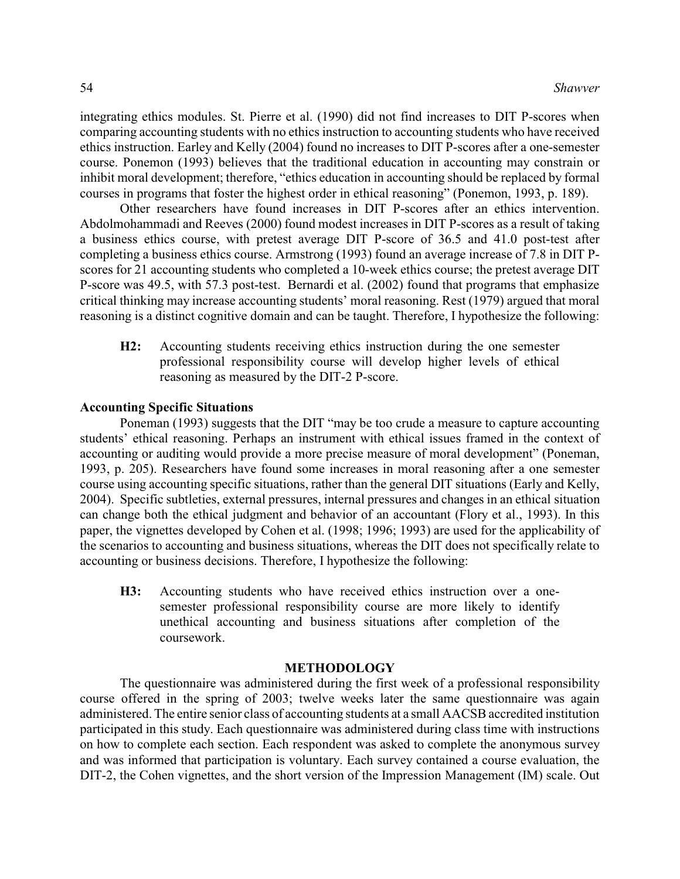integrating ethics modules. St. Pierre et al. (1990) did not find increases to DIT P-scores when comparing accounting students with no ethics instruction to accounting students who have received ethics instruction. Earley and Kelly (2004) found no increases to DIT P-scores after a one-semester course. Ponemon (1993) believes that the traditional education in accounting may constrain or inhibit moral development; therefore, "ethics education in accounting should be replaced by formal courses in programs that foster the highest order in ethical reasoning" (Ponemon, 1993, p. 189).

Other researchers have found increases in DIT P-scores after an ethics intervention. Abdolmohammadi and Reeves (2000) found modest increases in DIT P-scores as a result of taking a business ethics course, with pretest average DIT P-score of 36.5 and 41.0 post-test after completing a business ethics course. Armstrong (1993) found an average increase of 7.8 in DIT P-scores for 21 accounting students who completed a 10-week ethics course; the pretest average DIT P-score was 49.5, with 57.3 post-test. Bernardi et al. (2002) found that programs that emphasize critical thinking may increase accounting students' moral reasoning. Rest (1979) argued that moral reasoning is a distinct cognitive domain and can be taught. Therefore, I hypothesize the following:

> **H2:** Accounting students receiving ethics instruction during the one semester professional responsibility course will develop higher levels of ethical reasoning as measured by the DIT-2 P-score.

### Accounting Specific Situations

Poneman (1993) suggests that the DIT "may be too crude a measure to capture accounting students' ethical reasoning. Perhaps an instrument with ethical issues framed in the context of accounting or auditing would provide a more precise measure of moral development" (Poneman, 1993, p. 205). Researchers have found some increases in moral reasoning after a one semester course using accounting specific situations, rather than the general DIT situations (Early and Kelly, 2004). Specific subtleties, external pressures, internal pressures and changes in an ethical situation can change both the ethical judgment and behavior of an accountant (Flory et al., 1993). In this paper, the vignettes developed by Cohen et al. (1998; 1996; 1993) are used for the applicability of the scenarios to accounting and business situations, whereas the DIT does not specifically relate to accounting or business decisions. Therefore, I hypothesize the following:

> **H3:** Accounting students who have received ethics instruction over a one-semester professional responsibility course are more likely to identify unethical accounting and business situations after completion of the coursework.

## METHODOLOGY

The questionnaire was administered during the first week of a professional responsibility course offered in the spring of 2003; twelve weeks later the same questionnaire was again administered. The entire senior class of accounting students at a small AACSB accredited institution participated in this study. Each questionnaire was administered during class time with instructions on how to complete each section. Each respondent was asked to complete the anonymous survey and was informed that participation is voluntary. Each survey contained a course evaluation, the DIT-2, the Cohen vignettes, and the short version of the Impression Management (IM) scale. Out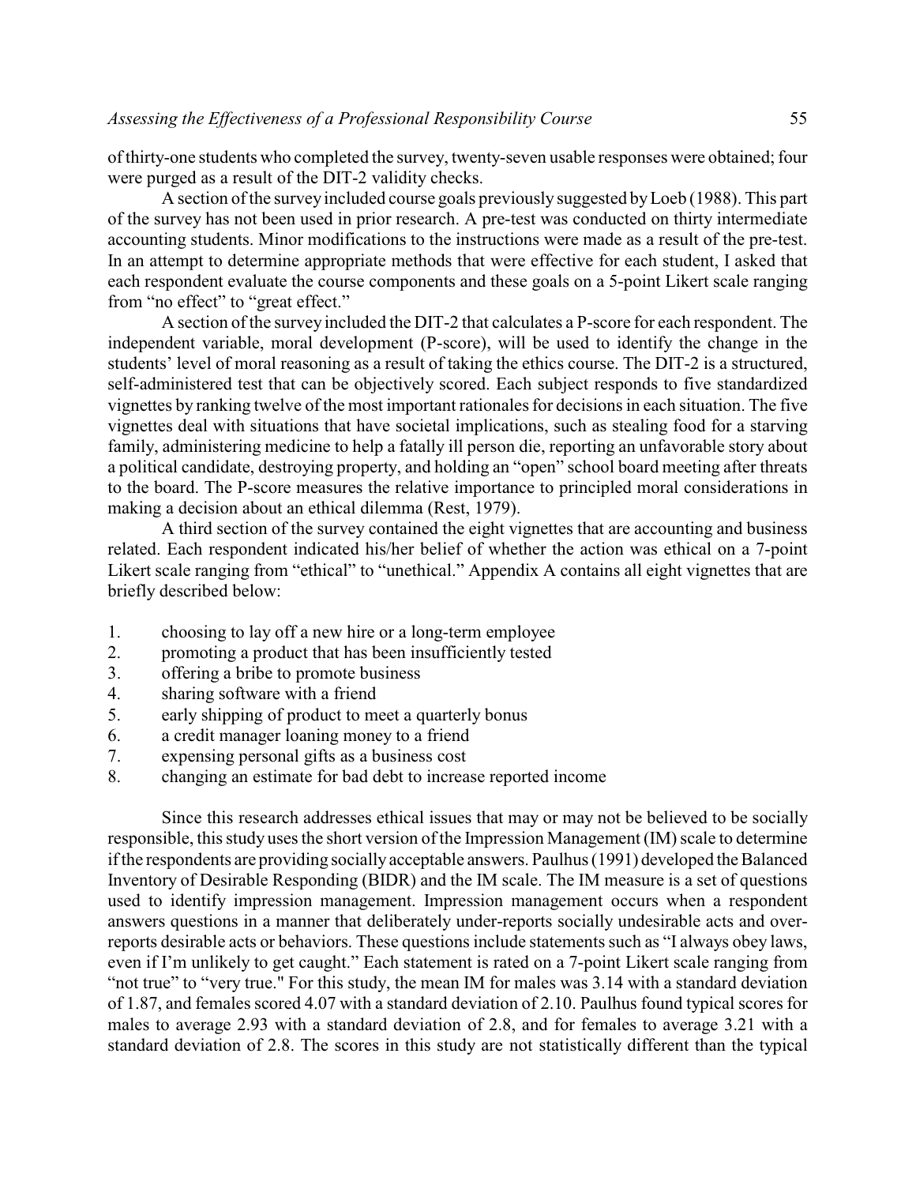of thirty-one students who completed the survey, twenty-seven usable responses were obtained; four were purged as a result of the DIT-2 validity checks.

A section of the survey included course goals previously suggested by Loeb (1988). This part of the survey has not been used in prior research. A pre-test was conducted on thirty intermediate accounting students. Minor modifications to the instructions were made as a result of the pre-test. In an attempt to determine appropriate methods that were effective for each student, I asked that each respondent evaluate the course components and these goals on a 5-point Likert scale ranging from "no effect" to "great effect."

A section of the survey included the DIT-2 that calculates a P-score for each respondent. The independent variable, moral development (P-score), will be used to identify the change in the students' level of moral reasoning as a result of taking the ethics course. The DIT-2 is a structured, self-administered test that can be objectively scored. Each subject responds to five standardized vignettes by ranking twelve of the most important rationales for decisions in each situation. The five vignettes deal with situations that have societal implications, such as stealing food for a starving family, administering medicine to help a fatally ill person die, reporting an unfavorable story about a political candidate, destroying property, and holding an "open" school board meeting after threats to the board. The P-score measures the relative importance to principled moral considerations in making a decision about an ethical dilemma (Rest, 1979).

A third section of the survey contained the eight vignettes that are accounting and business related. Each respondent indicated his/her belief of whether the action was ethical on a 7-point Likert scale ranging from "ethical" to "unethical." Appendix A contains all eight vignettes that are briefly described below:

1. choosing to lay off a new hire or a long-term employee
2. promoting a product that has been insufficiently tested
3. offering a bribe to promote business
4. sharing software with a friend
5. early shipping of product to meet a quarterly bonus
6. a credit manager loaning money to a friend
7. expensing personal gifts as a business cost
8. changing an estimate for bad debt to increase reported income

Since this research addresses ethical issues that may or may not be believed to be socially responsible, this study uses the short version of the Impression Management (IM) scale to determine if the respondents are providing socially acceptable answers. Paulhus (1991) developed the Balanced Inventory of Desirable Responding (BIDR) and the IM scale. The IM measure is a set of questions used to identify impression management. Impression management occurs when a respondent answers questions in a manner that deliberately under-reports socially undesirable acts and over-reports desirable acts or behaviors. These questions include statements such as "I always obey laws, even if I'm unlikely to get caught." Each statement is rated on a 7-point Likert scale ranging from "not true" to "very true." For this study, the mean IM for males was 3.14 with a standard deviation of 1.87, and females scored 4.07 with a standard deviation of 2.10. Paulhus found typical scores for males to average 2.93 with a standard deviation of 2.8, and for females to average 3.21 with a standard deviation of 2.8. The scores in this study are not statistically different than the typical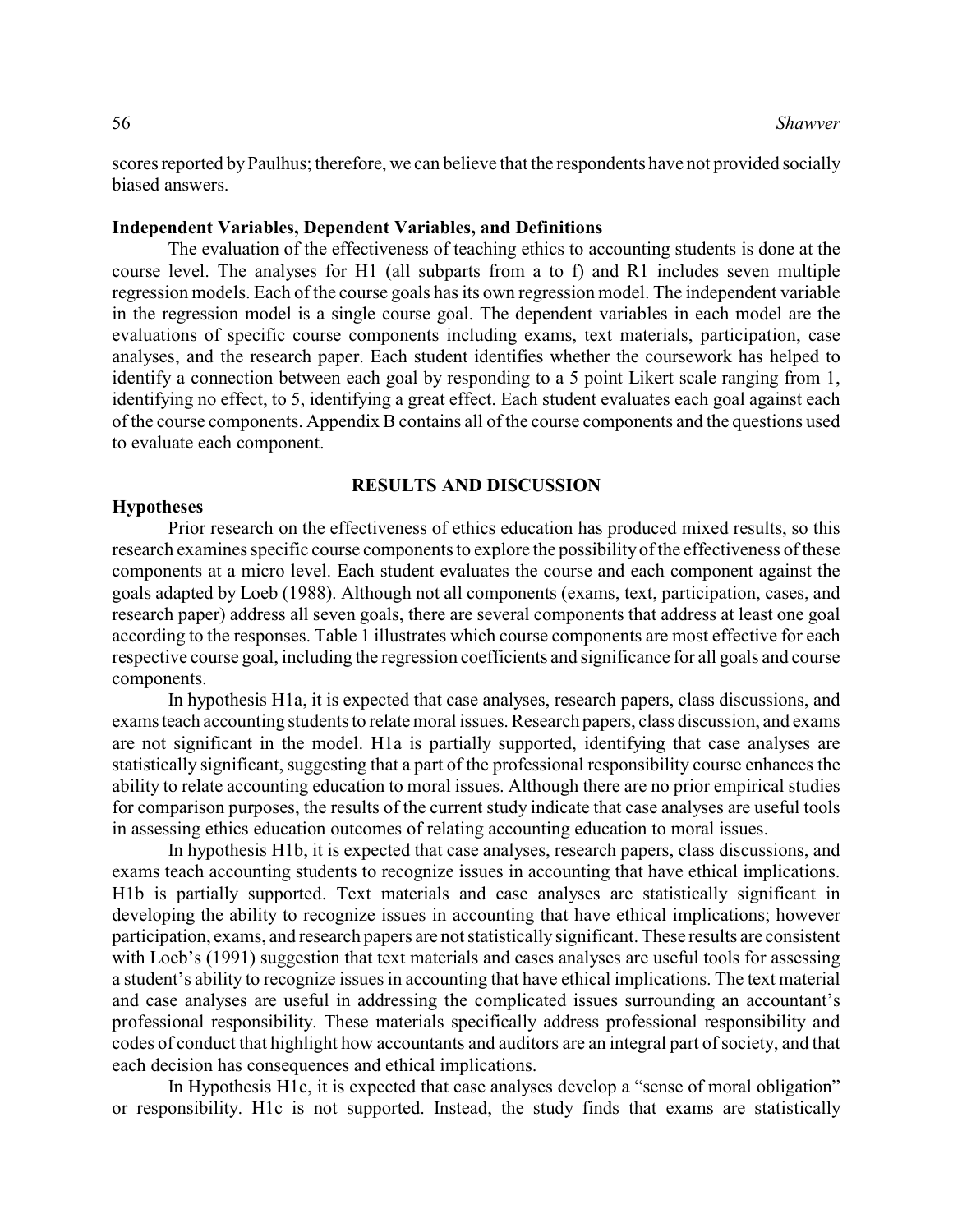scores reported by Paulhus; therefore, we can believe that the respondents have not provided socially biased answers.

### Independent Variables, Dependent Variables, and Definitions

The evaluation of the effectiveness of teaching ethics to accounting students is done at the course level. The analyses for H1 (all subparts from a to f) and R1 includes seven multiple regression models. Each of the course goals has its own regression model. The independent variable in the regression model is a single course goal. The dependent variables in each model are the evaluations of specific course components including exams, text materials, participation, case analyses, and the research paper. Each student identifies whether the coursework has helped to identify a connection between each goal by responding to a 5 point Likert scale ranging from 1, identifying no effect, to 5, identifying a great effect. Each student evaluates each goal against each of the course components. Appendix B contains all of the course components and the questions used to evaluate each component.

## RESULTS AND DISCUSSION

### Hypotheses

Prior research on the effectiveness of ethics education has produced mixed results, so this research examines specific course components to explore the possibility of the effectiveness of these components at a micro level. Each student evaluates the course and each component against the goals adapted by Loeb (1988). Although not all components (exams, text, participation, cases, and research paper) address all seven goals, there are several components that address at least one goal according to the responses. Table 1 illustrates which course components are most effective for each respective course goal, including the regression coefficients and significance for all goals and course components.

In hypothesis H1a, it is expected that case analyses, research papers, class discussions, and exams teach accounting students to relate moral issues. Research papers, class discussion, and exams are not significant in the model. H1a is partially supported, identifying that case analyses are statistically significant, suggesting that a part of the professional responsibility course enhances the ability to relate accounting education to moral issues. Although there are no prior empirical studies for comparison purposes, the results of the current study indicate that case analyses are useful tools in assessing ethics education outcomes of relating accounting education to moral issues.

In hypothesis H1b, it is expected that case analyses, research papers, class discussions, and exams teach accounting students to recognize issues in accounting that have ethical implications. H1b is partially supported. Text materials and case analyses are statistically significant in developing the ability to recognize issues in accounting that have ethical implications; however participation, exams, and research papers are not statistically significant. These results are consistent with Loeb's (1991) suggestion that text materials and cases analyses are useful tools for assessing a student's ability to recognize issues in accounting that have ethical implications. The text material and case analyses are useful in addressing the complicated issues surrounding an accountant's professional responsibility. These materials specifically address professional responsibility and codes of conduct that highlight how accountants and auditors are an integral part of society, and that each decision has consequences and ethical implications.

In Hypothesis H1c, it is expected that case analyses develop a "sense of moral obligation" or responsibility. H1c is not supported. Instead, the study finds that exams are statistically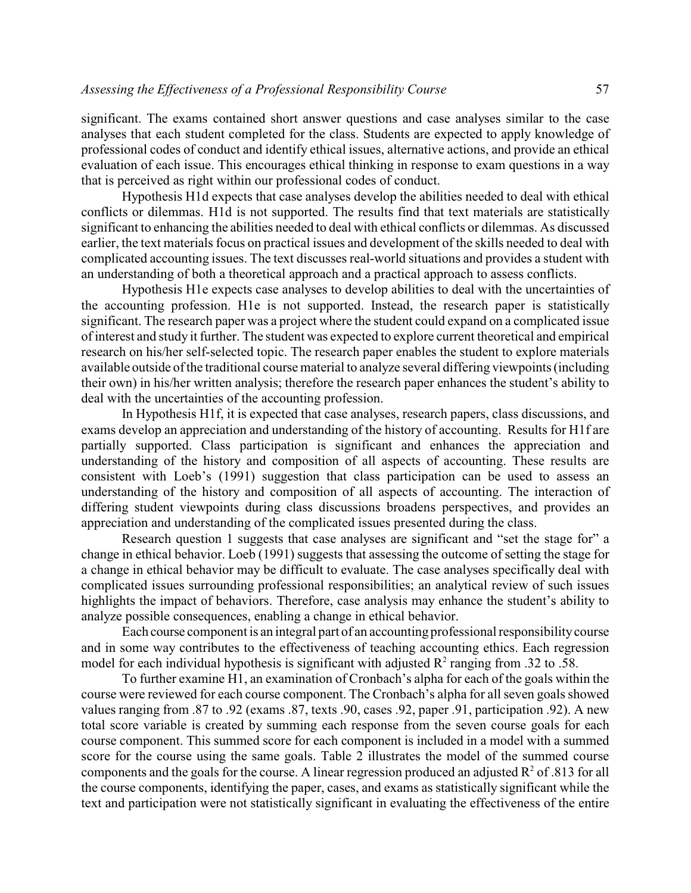significant. The exams contained short answer questions and case analyses similar to the case analyses that each student completed for the class. Students are expected to apply knowledge of professional codes of conduct and identify ethical issues, alternative actions, and provide an ethical evaluation of each issue. This encourages ethical thinking in response to exam questions in a way that is perceived as right within our professional codes of conduct.

Hypothesis H1d expects that case analyses develop the abilities needed to deal with ethical conflicts or dilemmas. H1d is not supported. The results find that text materials are statistically significant to enhancing the abilities needed to deal with ethical conflicts or dilemmas. As discussed earlier, the text materials focus on practical issues and development of the skills needed to deal with complicated accounting issues. The text discusses real-world situations and provides a student with an understanding of both a theoretical approach and a practical approach to assess conflicts.

Hypothesis H1e expects case analyses to develop abilities to deal with the uncertainties of the accounting profession. H1e is not supported. Instead, the research paper is statistically significant. The research paper was a project where the student could expand on a complicated issue of interest and study it further. The student was expected to explore current theoretical and empirical research on his/her self-selected topic. The research paper enables the student to explore materials available outside of the traditional course material to analyze several differing viewpoints (including their own) in his/her written analysis; therefore the research paper enhances the student's ability to deal with the uncertainties of the accounting profession.

In Hypothesis H1f, it is expected that case analyses, research papers, class discussions, and exams develop an appreciation and understanding of the history of accounting. Results for H1f are partially supported. Class participation is significant and enhances the appreciation and understanding of the history and composition of all aspects of accounting. These results are consistent with Loeb's (1991) suggestion that class participation can be used to assess an understanding of the history and composition of all aspects of accounting. The interaction of differing student viewpoints during class discussions broadens perspectives, and provides an appreciation and understanding of the complicated issues presented during the class.

Research question 1 suggests that case analyses are significant and "set the stage for" a change in ethical behavior. Loeb (1991) suggests that assessing the outcome of setting the stage for a change in ethical behavior may be difficult to evaluate. The case analyses specifically deal with complicated issues surrounding professional responsibilities; an analytical review of such issues highlights the impact of behaviors. Therefore, case analysis may enhance the student's ability to analyze possible consequences, enabling a change in ethical behavior.

Each course component is an integral part of an accounting professional responsibility course and in some way contributes to the effectiveness of teaching accounting ethics. Each regression model for each individual hypothesis is significant with adjusted $R^2$ ranging from .32 to .58.

To further examine H1, an examination of Cronbach's alpha for each of the goals within the course were reviewed for each course component. The Cronbach's alpha for all seven goals showed values ranging from .87 to .92 (exams .87, texts .90, cases .92, paper .91, participation .92). A new total score variable is created by summing each response from the seven course goals for each course component. This summed score for each component is included in a model with a summed score for the course using the same goals. Table 2 illustrates the model of the summed course components and the goals for the course. A linear regression produced an adjusted $R^2$ of .813 for all the course components, identifying the paper, cases, and exams as statistically significant while the text and participation were not statistically significant in evaluating the effectiveness of the entire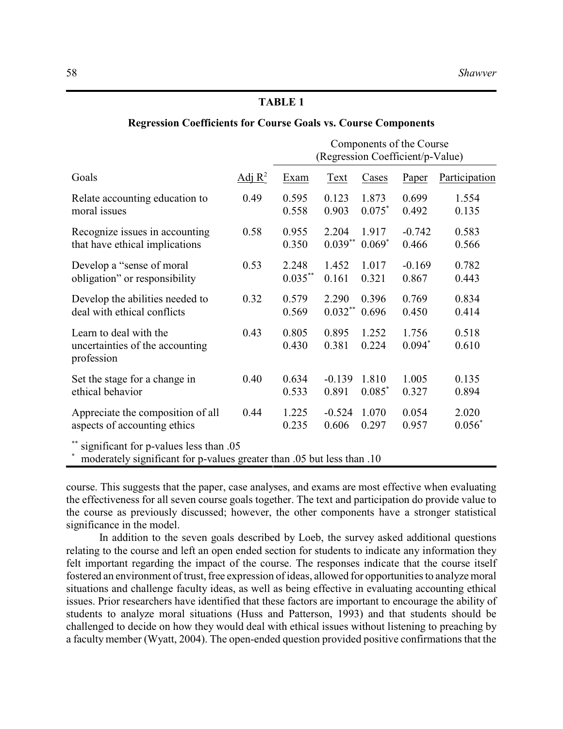**TABLE 1**

**Regression Coefficients for Course Goals vs. Course Components**

| | | Components of the Course (Regression Coefficient/p-Value) | | | | |
|---|---|---|---|---|---|---|
| Goals | Adj $R^2$ | Exam | Text | Cases | Paper | Participation |
| Relate accounting education to moral issues | 0.49 | 0.595<br>0.558 | 0.123<br>0.903 | 1.873<br>0.075* | 0.699<br>0.492 | 1.554<br>0.135 |
| Recognize issues in accounting that have ethical implications | 0.58 | 0.955<br>0.350 | 2.204<br>0.039** | 1.917<br>0.069* | -0.742<br>0.466 | 0.583<br>0.566 |
| Develop a "sense of moral obligation" or responsibility | 0.53 | 2.248<br>0.035** | 1.452<br>0.161 | 1.017<br>0.321 | -0.169<br>0.867 | 0.782<br>0.443 |
| Develop the abilities needed to deal with ethical conflicts | 0.32 | 0.579<br>0.569 | 2.290<br>0.032** | 0.396<br>0.696 | 0.769<br>0.450 | 0.834<br>0.414 |
| Learn to deal with the uncertainties of the accounting profession | 0.43 | 0.805<br>0.430 | 0.895<br>0.381 | 1.252<br>0.224 | 1.756<br>0.094* | 0.518<br>0.610 |
| Set the stage for a change in ethical behavior | 0.40 | 0.634<br>0.533 | -0.139<br>0.891 | 1.810<br>0.085* | 1.005<br>0.327 | 0.135<br>0.894 |
| Appreciate the composition of all aspects of accounting ethics | 0.44 | 1.225<br>0.235 | -0.524<br>0.606 | 1.070<br>0.297 | 0.054<br>0.957 | 2.020<br>0.056* |

** significant for p-values less than .05
* moderately significant for p-values greater than .05 but less than .10

course. This suggests that the paper, case analyses, and exams are most effective when evaluating the effectiveness for all seven course goals together. The text and participation do provide value to the course as previously discussed; however, the other components have a stronger statistical significance in the model.

In addition to the seven goals described by Loeb, the survey asked additional questions relating to the course and left an open ended section for students to indicate any information they felt important regarding the impact of the course. The responses indicate that the course itself fostered an environment of trust, free expression of ideas, allowed for opportunities to analyze moral situations and challenge faculty ideas, as well as being effective in evaluating accounting ethical issues. Prior researchers have identified that these factors are important to encourage the ability of students to analyze moral situations (Huss and Patterson, 1993) and that students should be challenged to decide on how they would deal with ethical issues without listening to preaching by a faculty member (Wyatt, 2004). The open-ended question provided positive confirmations that the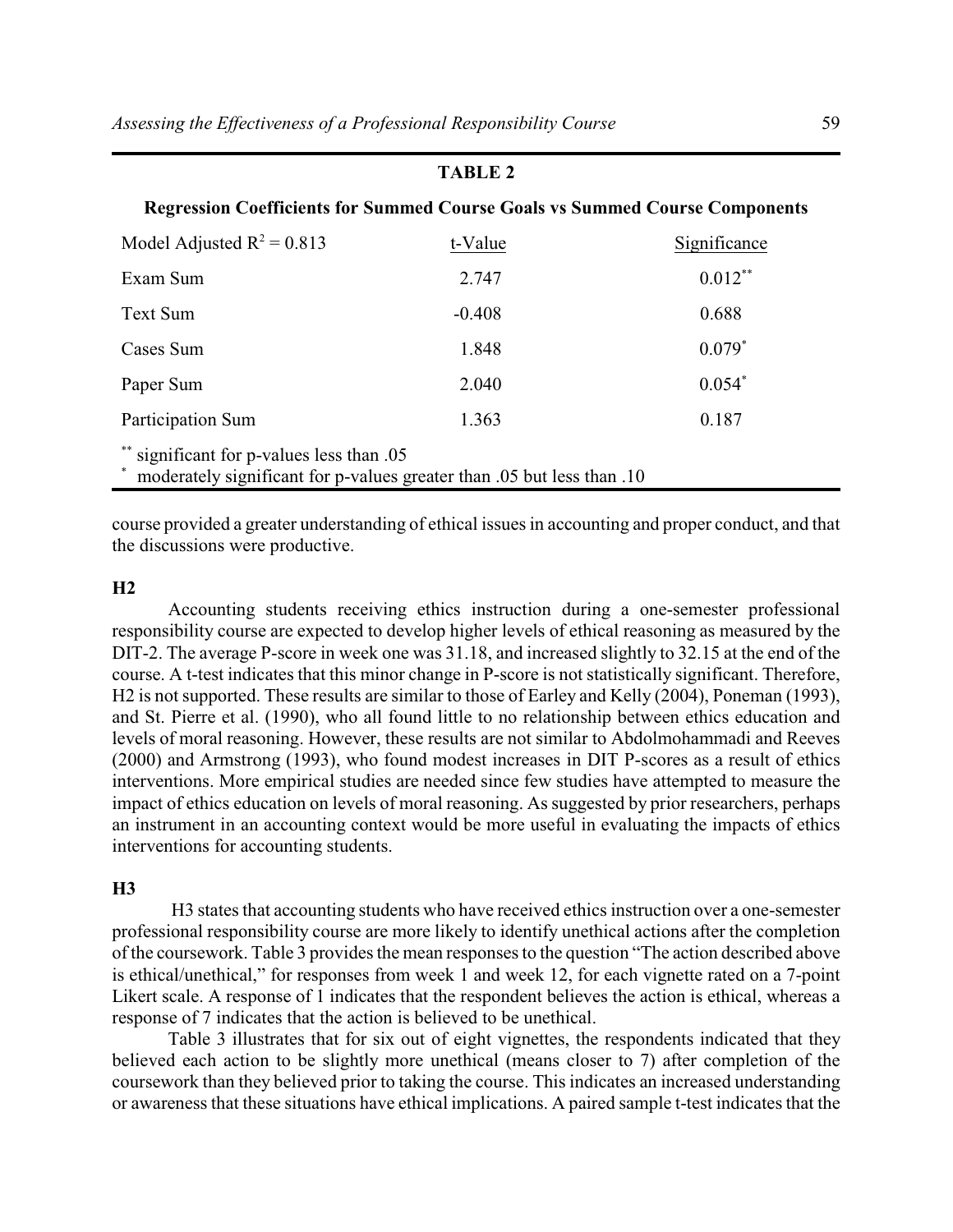**TABLE 2**

**Regression Coefficients for Summed Course Goals vs Summed Course Components**

| Model Adjusted $R^2 = 0.813$ | t-Value | Significance |
|---|---|---|
| Exam Sum | 2.747 | 0.012** |
| Text Sum | -0.408 | 0.688 |
| Cases Sum | 1.848 | 0.079* |
| Paper Sum | 2.040 | 0.054* |
| Participation Sum | 1.363 | 0.187 |

** significant for p-values less than .05
* moderately significant for p-values greater than .05 but less than .10

course provided a greater understanding of ethical issues in accounting and proper conduct, and that the discussions were productive.

### H2

Accounting students receiving ethics instruction during a one-semester professional responsibility course are expected to develop higher levels of ethical reasoning as measured by the DIT-2. The average P-score in week one was 31.18, and increased slightly to 32.15 at the end of the course. A t-test indicates that this minor change in P-score is not statistically significant. Therefore, H2 is not supported. These results are similar to those of Earley and Kelly (2004), Poneman (1993), and St. Pierre et al. (1990), who all found little to no relationship between ethics education and levels of moral reasoning. However, these results are not similar to Abdolmohammadi and Reeves (2000) and Armstrong (1993), who found modest increases in DIT P-scores as a result of ethics interventions. More empirical studies are needed since few studies have attempted to measure the impact of ethics education on levels of moral reasoning. As suggested by prior researchers, perhaps an instrument in an accounting context would be more useful in evaluating the impacts of ethics interventions for accounting students.

### H3

H3 states that accounting students who have received ethics instruction over a one-semester professional responsibility course are more likely to identify unethical actions after the completion of the coursework. Table 3 provides the mean responses to the question "The action described above is ethical/unethical," for responses from week 1 and week 12, for each vignette rated on a 7-point Likert scale. A response of 1 indicates that the respondent believes the action is ethical, whereas a response of 7 indicates that the action is believed to be unethical.

Table 3 illustrates that for six out of eight vignettes, the respondents indicated that they believed each action to be slightly more unethical (means closer to 7) after completion of the coursework than they believed prior to taking the course. This indicates an increased understanding or awareness that these situations have ethical implications. A paired sample t-test indicates that the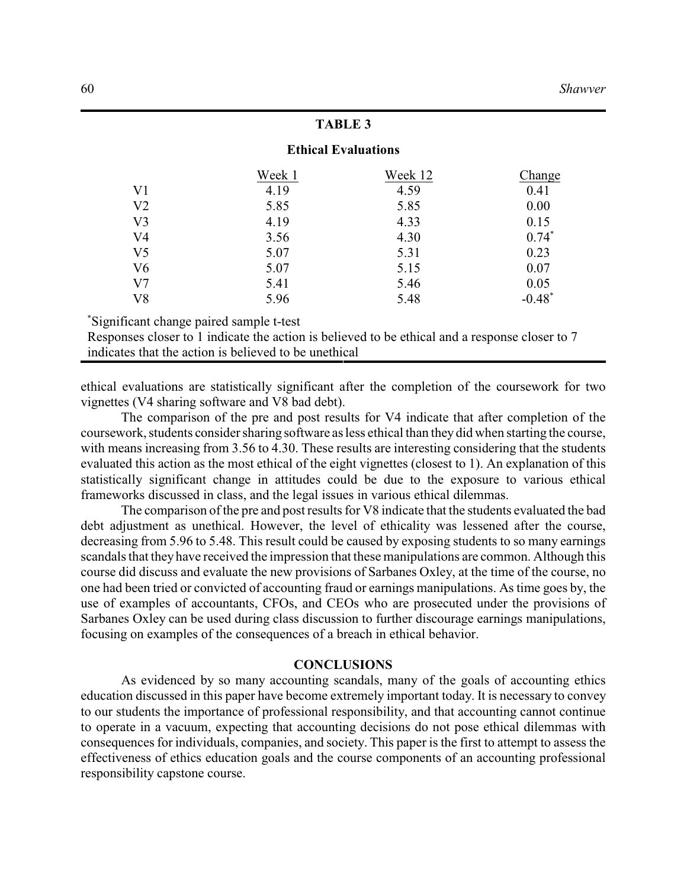**TABLE 3**

**Ethical Evaluations**

| | Week 1 | Week 12 | Change |
|---|---|---|---|
| V1 | 4.19 | 4.59 | 0.41 |
| V2 | 5.85 | 5.85 | 0.00 |
| V3 | 4.19 | 4.33 | 0.15 |
| V4 | 3.56 | 4.30 | 0.74* |
| V5 | 5.07 | 5.31 | 0.23 |
| V6 | 5.07 | 5.15 | 0.07 |
| V7 | 5.41 | 5.46 | 0.05 |
| V8 | 5.96 | 5.48 | -0.48* |

*Significant change paired sample t-test
Responses closer to 1 indicate the action is believed to be ethical and a response closer to 7 indicates that the action is believed to be unethical

ethical evaluations are statistically significant after the completion of the coursework for two vignettes (V4 sharing software and V8 bad debt).

The comparison of the pre and post results for V4 indicate that after completion of the coursework, students consider sharing software as less ethical than they did when starting the course, with means increasing from 3.56 to 4.30. These results are interesting considering that the students evaluated this action as the most ethical of the eight vignettes (closest to 1). An explanation of this statistically significant change in attitudes could be due to the exposure to various ethical frameworks discussed in class, and the legal issues in various ethical dilemmas.

The comparison of the pre and post results for V8 indicate that the students evaluated the bad debt adjustment as unethical. However, the level of ethicality was lessened after the course, decreasing from 5.96 to 5.48. This result could be caused by exposing students to so many earnings scandals that they have received the impression that these manipulations are common. Although this course did discuss and evaluate the new provisions of Sarbanes Oxley, at the time of the course, no one had been tried or convicted of accounting fraud or earnings manipulations. As time goes by, the use of examples of accountants, CFOs, and CEOs who are prosecuted under the provisions of Sarbanes Oxley can be used during class discussion to further discourage earnings manipulations, focusing on examples of the consequences of a breach in ethical behavior.

## CONCLUSIONS

As evidenced by so many accounting scandals, many of the goals of accounting ethics education discussed in this paper have become extremely important today. It is necessary to convey to our students the importance of professional responsibility, and that accounting cannot continue to operate in a vacuum, expecting that accounting decisions do not pose ethical dilemmas with consequences for individuals, companies, and society. This paper is the first to attempt to assess the effectiveness of ethics education goals and the course components of an accounting professional responsibility capstone course.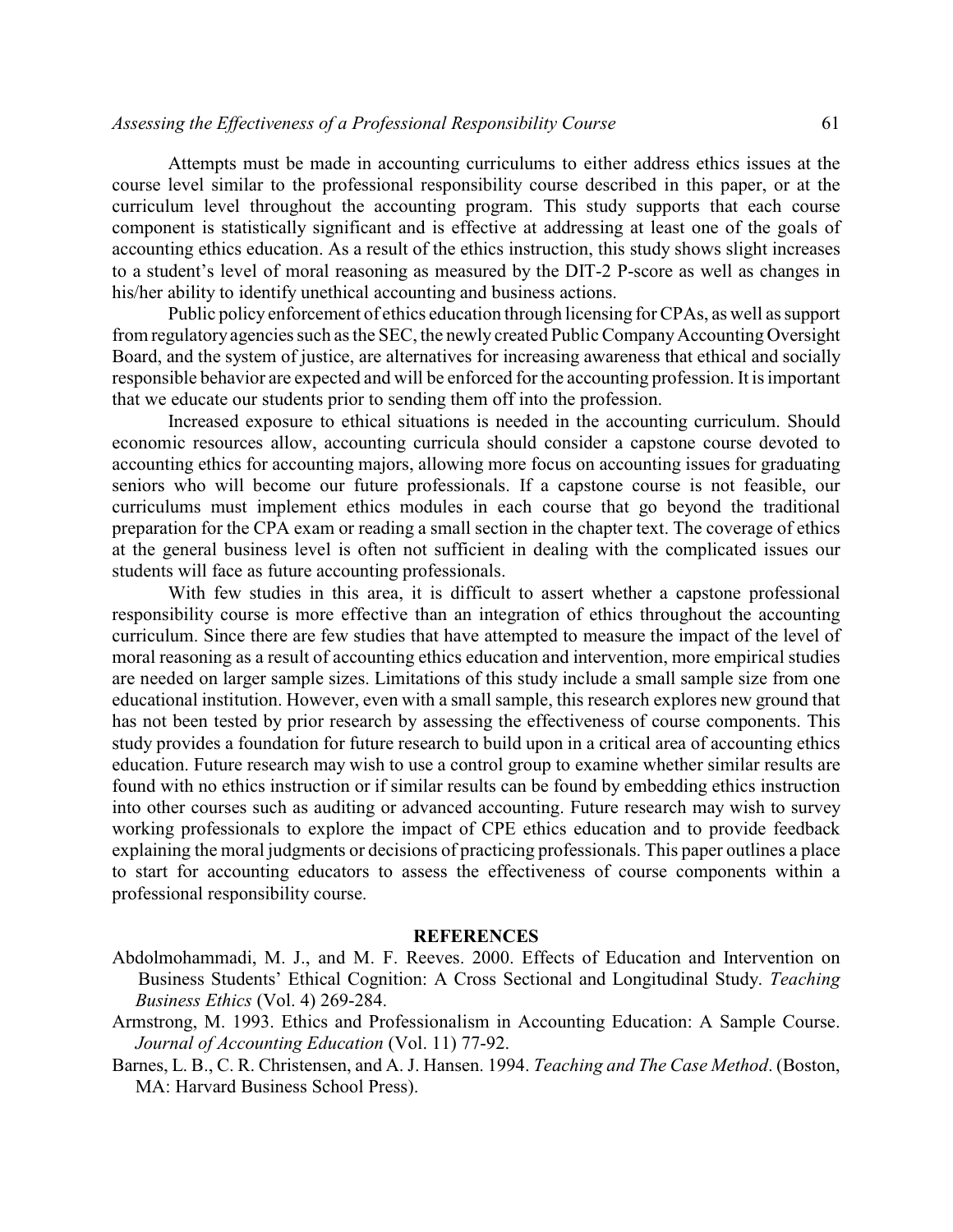Attempts must be made in accounting curriculums to either address ethics issues at the course level similar to the professional responsibility course described in this paper, or at the curriculum level throughout the accounting program. This study supports that each course component is statistically significant and is effective at addressing at least one of the goals of accounting ethics education. As a result of the ethics instruction, this study shows slight increases to a student's level of moral reasoning as measured by the DIT-2 P-score as well as changes in his/her ability to identify unethical accounting and business actions.

Public policy enforcement of ethics education through licensing for CPAs, as well as support from regulatory agencies such as the SEC, the newly created Public Company Accounting Oversight Board, and the system of justice, are alternatives for increasing awareness that ethical and socially responsible behavior are expected and will be enforced for the accounting profession. It is important that we educate our students prior to sending them off into the profession.

Increased exposure to ethical situations is needed in the accounting curriculum. Should economic resources allow, accounting curricula should consider a capstone course devoted to accounting ethics for accounting majors, allowing more focus on accounting issues for graduating seniors who will become our future professionals. If a capstone course is not feasible, our curriculums must implement ethics modules in each course that go beyond the traditional preparation for the CPA exam or reading a small section in the chapter text. The coverage of ethics at the general business level is often not sufficient in dealing with the complicated issues our students will face as future accounting professionals.

With few studies in this area, it is difficult to assert whether a capstone professional responsibility course is more effective than an integration of ethics throughout the accounting curriculum. Since there are few studies that have attempted to measure the impact of the level of moral reasoning as a result of accounting ethics education and intervention, more empirical studies are needed on larger sample sizes. Limitations of this study include a small sample size from one educational institution. However, even with a small sample, this research explores new ground that has not been tested by prior research by assessing the effectiveness of course components. This study provides a foundation for future research to build upon in a critical area of accounting ethics education. Future research may wish to use a control group to examine whether similar results are found with no ethics instruction or if similar results can be found by embedding ethics instruction into other courses such as auditing or advanced accounting. Future research may wish to survey working professionals to explore the impact of CPE ethics education and to provide feedback explaining the moral judgments or decisions of practicing professionals. This paper outlines a place to start for accounting educators to assess the effectiveness of course components within a professional responsibility course.

## REFERENCES

Abdolmohammadi, M. J., and M. F. Reeves. 2000. Effects of Education and Intervention on Business Students' Ethical Cognition: A Cross Sectional and Longitudinal Study. *Teaching Business Ethics* (Vol. 4) 269-284.

Armstrong, M. 1993. Ethics and Professionalism in Accounting Education: A Sample Course. *Journal of Accounting Education* (Vol. 11) 77-92.

Barnes, L. B., C. R. Christensen, and A. J. Hansen. 1994. *Teaching and The Case Method*. (Boston, MA: Harvard Business School Press).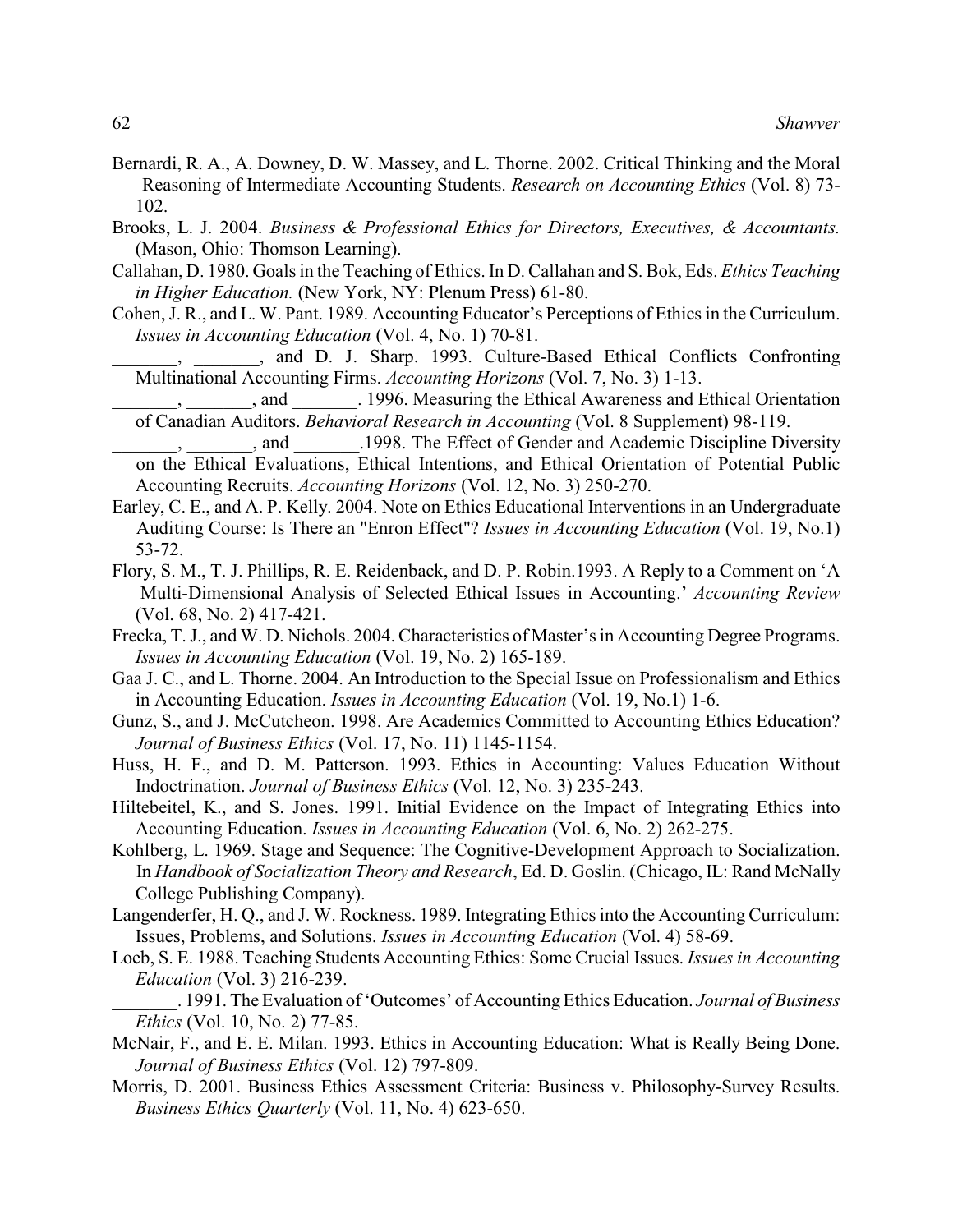Bernardi, R. A., A. Downey, D. W. Massey, and L. Thorne. 2002. Critical Thinking and the Moral Reasoning of Intermediate Accounting Students. *Research on Accounting Ethics* (Vol. 8) 73-102.

Brooks, L. J. 2004. *Business & Professional Ethics for Directors, Executives, & Accountants.* (Mason, Ohio: Thomson Learning).

Callahan, D. 1980. Goals in the Teaching of Ethics. In D. Callahan and S. Bok, Eds. *Ethics Teaching in Higher Education.* (New York, NY: Plenum Press) 61-80.

Cohen, J. R., and L. W. Pant. 1989. Accounting Educator's Perceptions of Ethics in the Curriculum. *Issues in Accounting Education* (Vol. 4, No. 1) 70-81.

_______, _______, and D. J. Sharp. 1993. Culture-Based Ethical Conflicts Confronting Multinational Accounting Firms. *Accounting Horizons* (Vol. 7, No. 3) 1-13.

_______, _______, and _______. 1996. Measuring the Ethical Awareness and Ethical Orientation of Canadian Auditors. *Behavioral Research in Accounting* (Vol. 8 Supplement) 98-119.

_______, _______, and _______.1998. The Effect of Gender and Academic Discipline Diversity on the Ethical Evaluations, Ethical Intentions, and Ethical Orientation of Potential Public Accounting Recruits. *Accounting Horizons* (Vol. 12, No. 3) 250-270.

Earley, C. E., and A. P. Kelly. 2004. Note on Ethics Educational Interventions in an Undergraduate Auditing Course: Is There an "Enron Effect"? *Issues in Accounting Education* (Vol. 19, No.1) 53-72.

Flory, S. M., T. J. Phillips, R. E. Reidenback, and D. P. Robin.1993. A Reply to a Comment on 'A Multi-Dimensional Analysis of Selected Ethical Issues in Accounting.' *Accounting Review* (Vol. 68, No. 2) 417-421.

Frecka, T. J., and W. D. Nichols. 2004. Characteristics of Master's in Accounting Degree Programs. *Issues in Accounting Education* (Vol. 19, No. 2) 165-189.

Gaa J. C., and L. Thorne. 2004. An Introduction to the Special Issue on Professionalism and Ethics in Accounting Education. *Issues in Accounting Education* (Vol. 19, No.1) 1-6.

Gunz, S., and J. McCutcheon. 1998. Are Academics Committed to Accounting Ethics Education? *Journal of Business Ethics* (Vol. 17, No. 11) 1145-1154.

Huss, H. F., and D. M. Patterson. 1993. Ethics in Accounting: Values Education Without Indoctrination. *Journal of Business Ethics* (Vol. 12, No. 3) 235-243.

Hiltebeitel, K., and S. Jones. 1991. Initial Evidence on the Impact of Integrating Ethics into Accounting Education. *Issues in Accounting Education* (Vol. 6, No. 2) 262-275.

Kohlberg, L. 1969. Stage and Sequence: The Cognitive-Development Approach to Socialization. In *Handbook of Socialization Theory and Research*, Ed. D. Goslin. (Chicago, IL: Rand McNally College Publishing Company).

Langenderfer, H. Q., and J. W. Rockness. 1989. Integrating Ethics into the Accounting Curriculum: Issues, Problems, and Solutions. *Issues in Accounting Education* (Vol. 4) 58-69.

Loeb, S. E. 1988. Teaching Students Accounting Ethics: Some Crucial Issues. *Issues in Accounting Education* (Vol. 3) 216-239.

_______. 1991. The Evaluation of 'Outcomes' of Accounting Ethics Education. *Journal of Business Ethics* (Vol. 10, No. 2) 77-85.

McNair, F., and E. E. Milan. 1993. Ethics in Accounting Education: What is Really Being Done. *Journal of Business Ethics* (Vol. 12) 797-809.

Morris, D. 2001. Business Ethics Assessment Criteria: Business v. Philosophy-Survey Results. *Business Ethics Quarterly* (Vol. 11, No. 4) 623-650.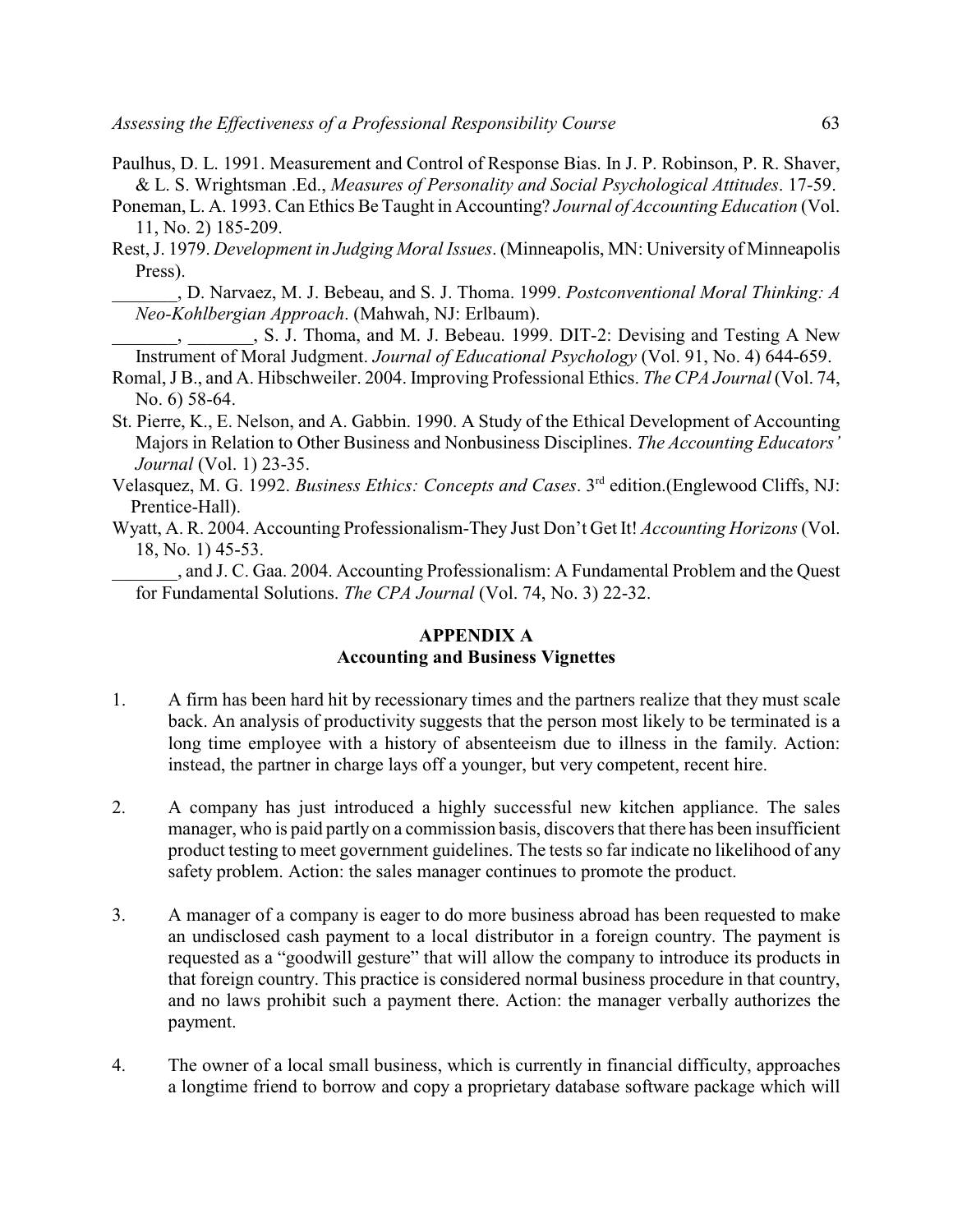Paulhus, D. L. 1991. Measurement and Control of Response Bias. In J. P. Robinson, P. R. Shaver, & L. S. Wrightsman .Ed., *Measures of Personality and Social Psychological Attitudes*. 17-59.

Poneman, L. A. 1993. Can Ethics Be Taught in Accounting? *Journal of Accounting Education* (Vol. 11, No. 2) 185-209.

Rest, J. 1979. *Development in Judging Moral Issues*. (Minneapolis, MN: University of Minneapolis Press).

_______, D. Narvaez, M. J. Bebeau, and S. J. Thoma. 1999. *Postconventional Moral Thinking: A Neo-Kohlbergian Approach*. (Mahwah, NJ: Erlbaum).

_______, _______, S. J. Thoma, and M. J. Bebeau. 1999. DIT-2: Devising and Testing A New Instrument of Moral Judgment. *Journal of Educational Psychology* (Vol. 91, No. 4) 644-659.

Romal, J B., and A. Hibschweiler. 2004. Improving Professional Ethics. *The CPA Journal* (Vol. 74, No. 6) 58-64.

St. Pierre, K., E. Nelson, and A. Gabbin. 1990. A Study of the Ethical Development of Accounting Majors in Relation to Other Business and Nonbusiness Disciplines. *The Accounting Educators' Journal* (Vol. 1) 23-35.

Velasquez, M. G. 1992. *Business Ethics: Concepts and Cases*. 3rd edition.(Englewood Cliffs, NJ: Prentice-Hall).

Wyatt, A. R. 2004. Accounting Professionalism-They Just Don't Get It! *Accounting Horizons* (Vol. 18, No. 1) 45-53.

_______, and J. C. Gaa. 2004. Accounting Professionalism: A Fundamental Problem and the Quest for Fundamental Solutions. *The CPA Journal* (Vol. 74, No. 3) 22-32.

## APPENDIX A
## Accounting and Business Vignettes

1. A firm has been hard hit by recessionary times and the partners realize that they must scale back. An analysis of productivity suggests that the person most likely to be terminated is a long time employee with a history of absenteeism due to illness in the family. Action: instead, the partner in charge lays off a younger, but very competent, recent hire.

2. A company has just introduced a highly successful new kitchen appliance. The sales manager, who is paid partly on a commission basis, discovers that there has been insufficient product testing to meet government guidelines. The tests so far indicate no likelihood of any safety problem. Action: the sales manager continues to promote the product.

3. A manager of a company is eager to do more business abroad has been requested to make an undisclosed cash payment to a local distributor in a foreign country. The payment is requested as a "goodwill gesture" that will allow the company to introduce its products in that foreign country. This practice is considered normal business procedure in that country, and no laws prohibit such a payment there. Action: the manager verbally authorizes the payment.

4. The owner of a local small business, which is currently in financial difficulty, approaches a longtime friend to borrow and copy a proprietary database software package which will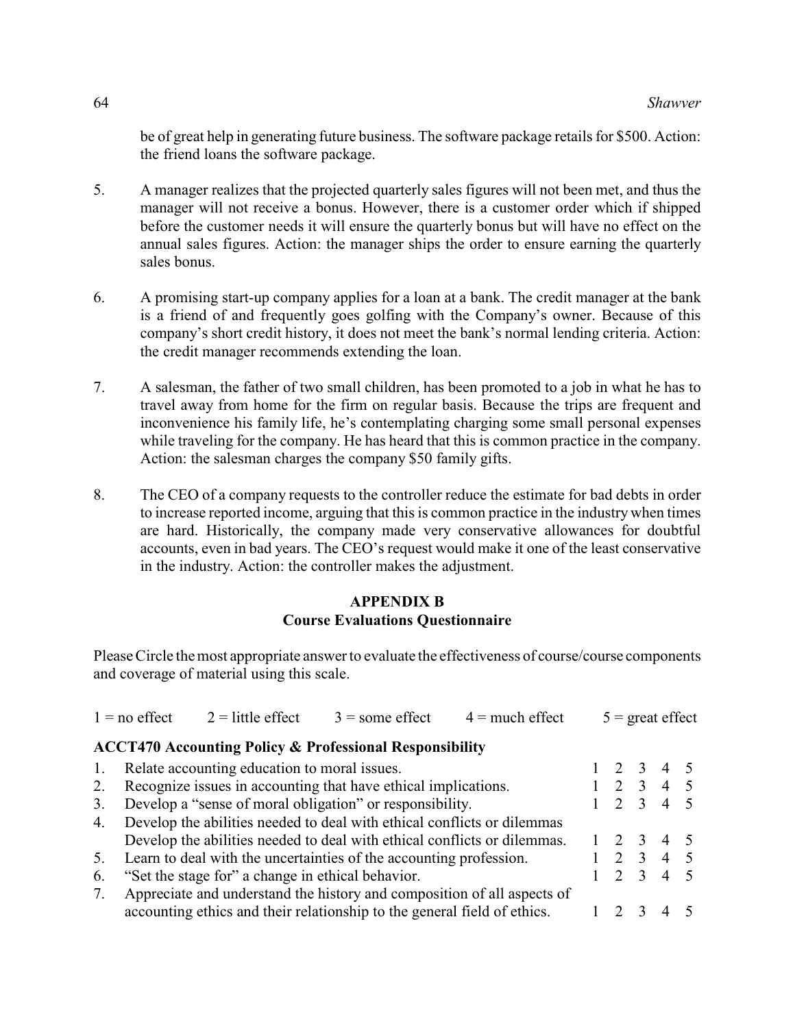be of great help in generating future business. The software package retails for $500. Action: the friend loans the software package.

5. A manager realizes that the projected quarterly sales figures will not been met, and thus the manager will not receive a bonus. However, there is a customer order which if shipped before the customer needs it will ensure the quarterly bonus but will have no effect on the annual sales figures. Action: the manager ships the order to ensure earning the quarterly sales bonus.

6. A promising start-up company applies for a loan at a bank. The credit manager at the bank is a friend of and frequently goes golfing with the Company's owner. Because of this company's short credit history, it does not meet the bank's normal lending criteria. Action: the credit manager recommends extending the loan.

7. A salesman, the father of two small children, has been promoted to a job in what he has to travel away from home for the firm on regular basis. Because the trips are frequent and inconvenience his family life, he's contemplating charging some small personal expenses while traveling for the company. He has heard that this is common practice in the company. Action: the salesman charges the company $50 family gifts.

8. The CEO of a company requests to the controller reduce the estimate for bad debts in order to increase reported income, arguing that this is common practice in the industry when times are hard. Historically, the company made very conservative allowances for doubtful accounts, even in bad years. The CEO's request would make it one of the least conservative in the industry. Action: the controller makes the adjustment.

## APPENDIX B
## Course Evaluations Questionnaire

Please Circle the most appropriate answer to evaluate the effectiveness of course/course components and coverage of material using this scale.

1 = no effect  2 = little effect  3 = some effect  4 = much effect  5 = great effect

**ACCT470 Accounting Policy & Professional Responsibility**

| | Item | | | | | |
|---|---|---|---|---|---|---|
| 1. | Relate accounting education to moral issues. | 1 | 2 | 3 | 4 | 5 |
| 2. | Recognize issues in accounting that have ethical implications. | 1 | 2 | 3 | 4 | 5 |
| 3. | Develop a "sense of moral obligation" or responsibility. | 1 | 2 | 3 | 4 | 5 |
| 4. | Develop the abilities needed to deal with ethical conflicts or dilemmas Develop the abilities needed to deal with ethical conflicts or dilemmas. | 1 | 2 | 3 | 4 | 5 |
| 5. | Learn to deal with the uncertainties of the accounting profession. | 1 | 2 | 3 | 4 | 5 |
| 6. | "Set the stage for" a change in ethical behavior. | 1 | 2 | 3 | 4 | 5 |
| 7. | Appreciate and understand the history and composition of all aspects of accounting ethics and their relationship to the general field of ethics. | 1 | 2 | 3 | 4 | 5 |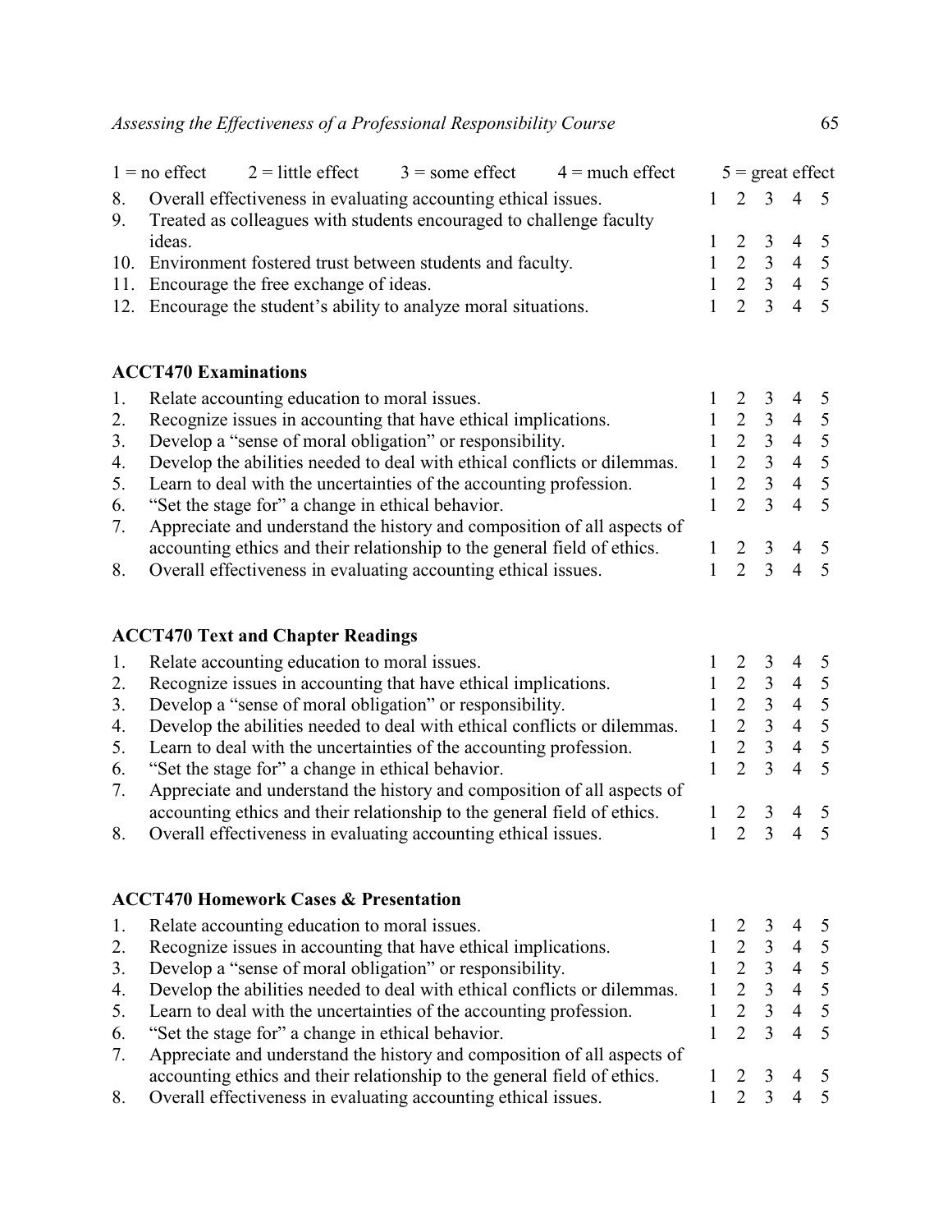| 1 = no effect | 2 = little effect | 3 = some effect | 4 = much effect | 5 = great effect |
|---|---|---|---|---|

| | | | | | | |
|---|---|---|---|---|---|---|
| 8. | Overall effectiveness in evaluating accounting ethical issues. | 1 | 2 | 3 | 4 | 5 |
| 9. | Treated as colleagues with students encouraged to challenge faculty ideas. | 1 | 2 | 3 | 4 | 5 |
| 10. | Environment fostered trust between students and faculty. | 1 | 2 | 3 | 4 | 5 |
| 11. | Encourage the free exchange of ideas. | 1 | 2 | 3 | 4 | 5 |
| 12. | Encourage the student's ability to analyze moral situations. | 1 | 2 | 3 | 4 | 5 |

**ACCT470 Examinations**

| | | | | | | |
|---|---|---|---|---|---|---|
| 1. | Relate accounting education to moral issues. | 1 | 2 | 3 | 4 | 5 |
| 2. | Recognize issues in accounting that have ethical implications. | 1 | 2 | 3 | 4 | 5 |
| 3. | Develop a "sense of moral obligation" or responsibility. | 1 | 2 | 3 | 4 | 5 |
| 4. | Develop the abilities needed to deal with ethical conflicts or dilemmas. | 1 | 2 | 3 | 4 | 5 |
| 5. | Learn to deal with the uncertainties of the accounting profession. | 1 | 2 | 3 | 4 | 5 |
| 6. | "Set the stage for" a change in ethical behavior. | 1 | 2 | 3 | 4 | 5 |
| 7. | Appreciate and understand the history and composition of all aspects of accounting ethics and their relationship to the general field of ethics. | 1 | 2 | 3 | 4 | 5 |
| 8. | Overall effectiveness in evaluating accounting ethical issues. | 1 | 2 | 3 | 4 | 5 |

**ACCT470 Text and Chapter Readings**

| | | | | | | |
|---|---|---|---|---|---|---|
| 1. | Relate accounting education to moral issues. | 1 | 2 | 3 | 4 | 5 |
| 2. | Recognize issues in accounting that have ethical implications. | 1 | 2 | 3 | 4 | 5 |
| 3. | Develop a "sense of moral obligation" or responsibility. | 1 | 2 | 3 | 4 | 5 |
| 4. | Develop the abilities needed to deal with ethical conflicts or dilemmas. | 1 | 2 | 3 | 4 | 5 |
| 5. | Learn to deal with the uncertainties of the accounting profession. | 1 | 2 | 3 | 4 | 5 |
| 6. | "Set the stage for" a change in ethical behavior. | 1 | 2 | 3 | 4 | 5 |
| 7. | Appreciate and understand the history and composition of all aspects of accounting ethics and their relationship to the general field of ethics. | 1 | 2 | 3 | 4 | 5 |
| 8. | Overall effectiveness in evaluating accounting ethical issues. | 1 | 2 | 3 | 4 | 5 |

**ACCT470 Homework Cases & Presentation**

| | | | | | | |
|---|---|---|---|---|---|---|
| 1. | Relate accounting education to moral issues. | 1 | 2 | 3 | 4 | 5 |
| 2. | Recognize issues in accounting that have ethical implications. | 1 | 2 | 3 | 4 | 5 |
| 3. | Develop a "sense of moral obligation" or responsibility. | 1 | 2 | 3 | 4 | 5 |
| 4. | Develop the abilities needed to deal with ethical conflicts or dilemmas. | 1 | 2 | 3 | 4 | 5 |
| 5. | Learn to deal with the uncertainties of the accounting profession. | 1 | 2 | 3 | 4 | 5 |
| 6. | "Set the stage for" a change in ethical behavior. | 1 | 2 | 3 | 4 | 5 |
| 7. | Appreciate and understand the history and composition of all aspects of accounting ethics and their relationship to the general field of ethics. | 1 | 2 | 3 | 4 | 5 |
| 8. | Overall effectiveness in evaluating accounting ethical issues. | 1 | 2 | 3 | 4 | 5 |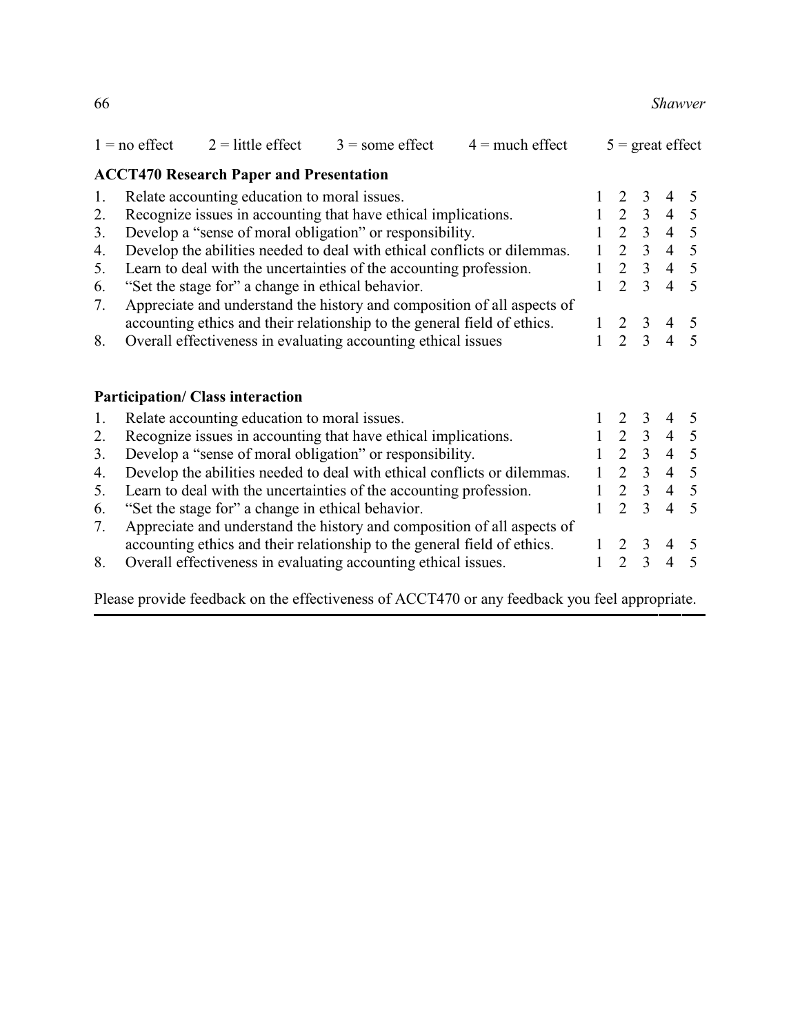1 = no effect    2 = little effect    3 = some effect    4 = much effect    5 = great effect

**ACCT470 Research Paper and Presentation**

| | | | | | | |
|---|---|---|---|---|---|---|
| 1. | Relate accounting education to moral issues. | 1 | 2 | 3 | 4 | 5 |
| 2. | Recognize issues in accounting that have ethical implications. | 1 | 2 | 3 | 4 | 5 |
| 3. | Develop a "sense of moral obligation" or responsibility. | 1 | 2 | 3 | 4 | 5 |
| 4. | Develop the abilities needed to deal with ethical conflicts or dilemmas. | 1 | 2 | 3 | 4 | 5 |
| 5. | Learn to deal with the uncertainties of the accounting profession. | 1 | 2 | 3 | 4 | 5 |
| 6. | "Set the stage for" a change in ethical behavior. | 1 | 2 | 3 | 4 | 5 |
| 7. | Appreciate and understand the history and composition of all aspects of accounting ethics and their relationship to the general field of ethics. | 1 | 2 | 3 | 4 | 5 |
| 8. | Overall effectiveness in evaluating accounting ethical issues | 1 | 2 | 3 | 4 | 5 |

**Participation/ Class interaction**

| | | | | | | |
|---|---|---|---|---|---|---|
| 1. | Relate accounting education to moral issues. | 1 | 2 | 3 | 4 | 5 |
| 2. | Recognize issues in accounting that have ethical implications. | 1 | 2 | 3 | 4 | 5 |
| 3. | Develop a "sense of moral obligation" or responsibility. | 1 | 2 | 3 | 4 | 5 |
| 4. | Develop the abilities needed to deal with ethical conflicts or dilemmas. | 1 | 2 | 3 | 4 | 5 |
| 5. | Learn to deal with the uncertainties of the accounting profession. | 1 | 2 | 3 | 4 | 5 |
| 6. | "Set the stage for" a change in ethical behavior. | 1 | 2 | 3 | 4 | 5 |
| 7. | Appreciate and understand the history and composition of all aspects of accounting ethics and their relationship to the general field of ethics. | 1 | 2 | 3 | 4 | 5 |
| 8. | Overall effectiveness in evaluating accounting ethical issues. | 1 | 2 | 3 | 4 | 5 |

Please provide feedback on the effectiveness of ACCT470 or any feedback you feel appropriate.